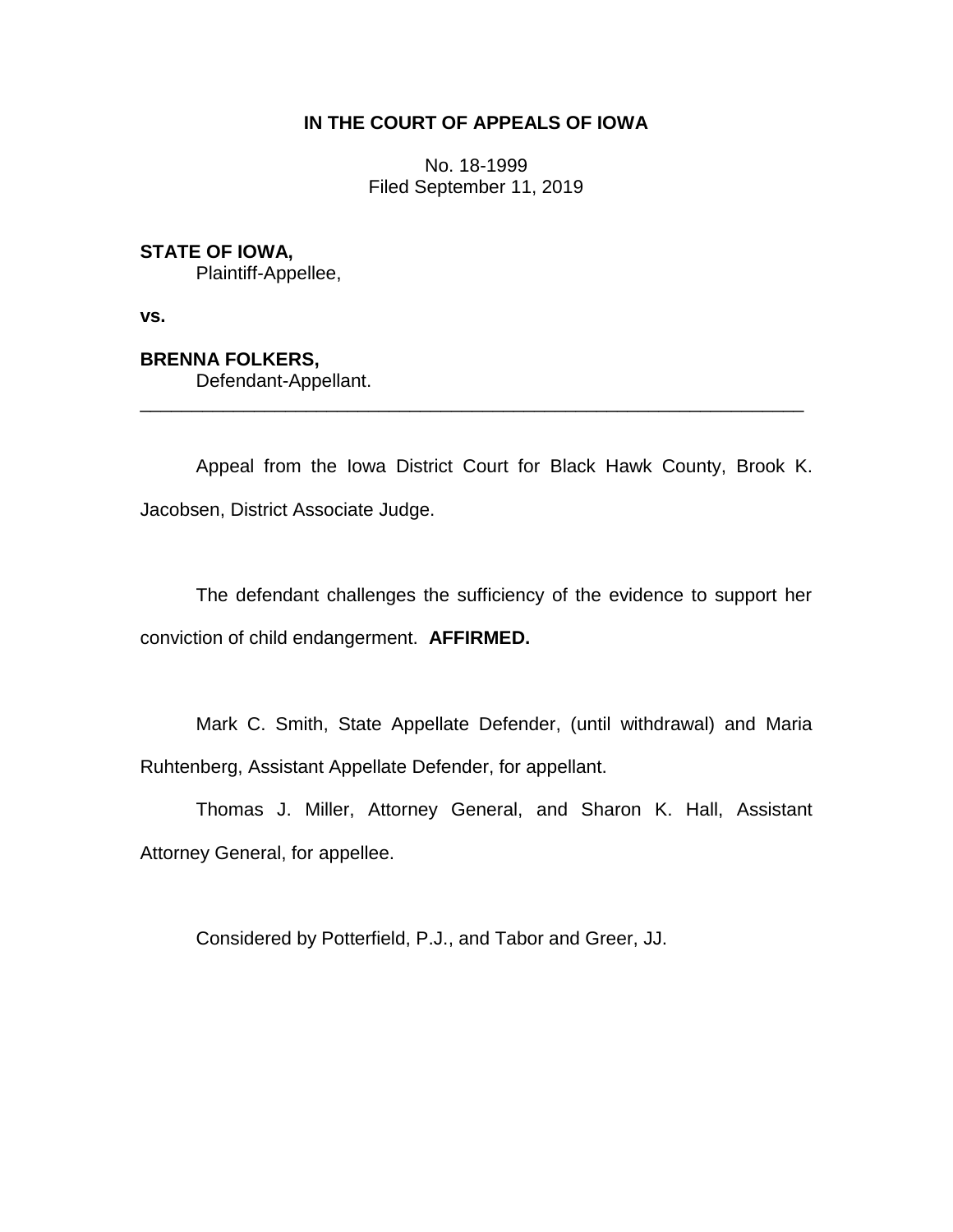**IN THE COURT OF APPEALS OF IOWA**

No. 18-1999
Filed September 11, 2019

**STATE OF IOWA,**
Plaintiff-Appellee,

**vs.**

**BRENNA FOLKERS,**
Defendant-Appellant.

---

Appeal from the Iowa District Court for Black Hawk County, Brook K. Jacobsen, District Associate Judge.

The defendant challenges the sufficiency of the evidence to support her conviction of child endangerment. **AFFIRMED.**

Mark C. Smith, State Appellate Defender, (until withdrawal) and Maria Ruhtenberg, Assistant Appellate Defender, for appellant.

Thomas J. Miller, Attorney General, and Sharon K. Hall, Assistant Attorney General, for appellee.

Considered by Potterfield, P.J., and Tabor and Greer, JJ.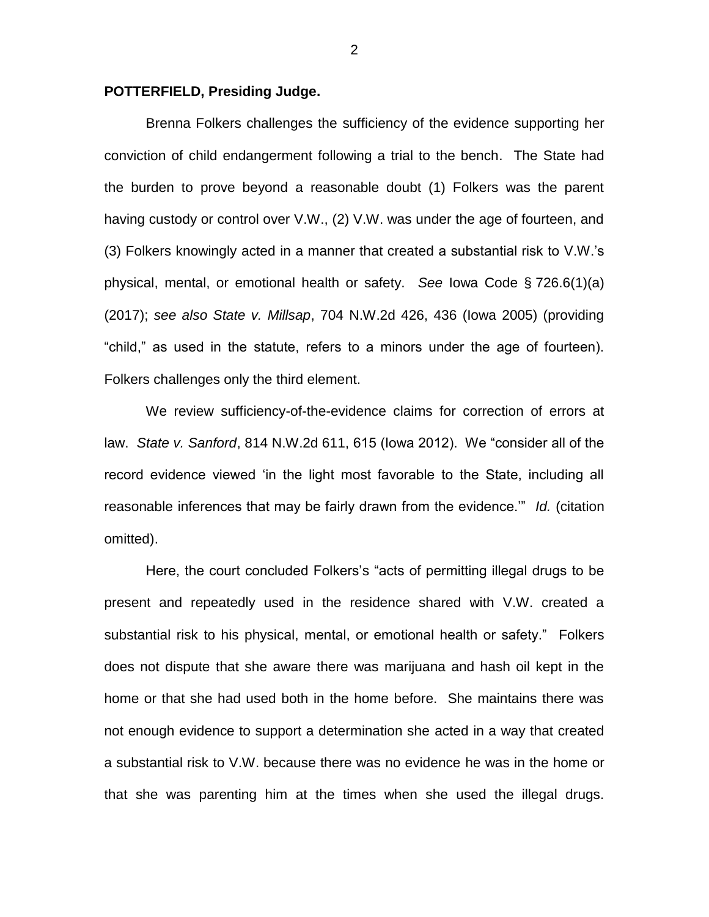**POTTERFIELD, Presiding Judge.**

Brenna Folkers challenges the sufficiency of the evidence supporting her conviction of child endangerment following a trial to the bench. The State had the burden to prove beyond a reasonable doubt (1) Folkers was the parent having custody or control over V.W., (2) V.W. was under the age of fourteen, and (3) Folkers knowingly acted in a manner that created a substantial risk to V.W.'s physical, mental, or emotional health or safety. *See* Iowa Code § 726.6(1)(a) (2017); *see also State v. Millsap*, 704 N.W.2d 426, 436 (Iowa 2005) (providing "child," as used in the statute, refers to a minors under the age of fourteen). Folkers challenges only the third element.

We review sufficiency-of-the-evidence claims for correction of errors at law. *State v. Sanford*, 814 N.W.2d 611, 615 (Iowa 2012). We "consider all of the record evidence viewed 'in the light most favorable to the State, including all reasonable inferences that may be fairly drawn from the evidence.'" *Id.* (citation omitted).

Here, the court concluded Folkers's "acts of permitting illegal drugs to be present and repeatedly used in the residence shared with V.W. created a substantial risk to his physical, mental, or emotional health or safety." Folkers does not dispute that she aware there was marijuana and hash oil kept in the home or that she had used both in the home before. She maintains there was not enough evidence to support a determination she acted in a way that created a substantial risk to V.W. because there was no evidence he was in the home or that she was parenting him at the times when she used the illegal drugs.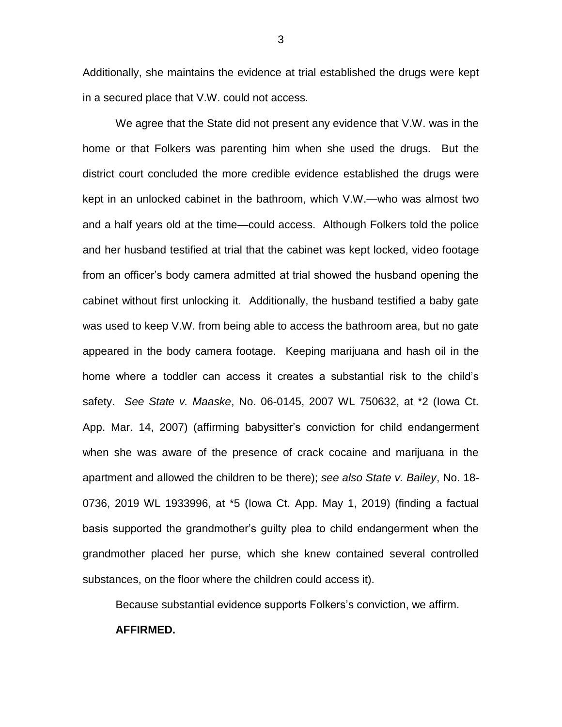Additionally, she maintains the evidence at trial established the drugs were kept in a secured place that V.W. could not access.

We agree that the State did not present any evidence that V.W. was in the home or that Folkers was parenting him when she used the drugs. But the district court concluded the more credible evidence established the drugs were kept in an unlocked cabinet in the bathroom, which V.W.—who was almost two and a half years old at the time—could access. Although Folkers told the police and her husband testified at trial that the cabinet was kept locked, video footage from an officer's body camera admitted at trial showed the husband opening the cabinet without first unlocking it. Additionally, the husband testified a baby gate was used to keep V.W. from being able to access the bathroom area, but no gate appeared in the body camera footage. Keeping marijuana and hash oil in the home where a toddler can access it creates a substantial risk to the child's safety. *See State v. Maaske*, No. 06-0145, 2007 WL 750632, at *2 (Iowa Ct. App. Mar. 14, 2007) (affirming babysitter's conviction for child endangerment when she was aware of the presence of crack cocaine and marijuana in the apartment and allowed the children to be there); *see also State v. Bailey*, No. 18-0736, 2019 WL 1933996, at *5 (Iowa Ct. App. May 1, 2019) (finding a factual basis supported the grandmother's guilty plea to child endangerment when the grandmother placed her purse, which she knew contained several controlled substances, on the floor where the children could access it).

Because substantial evidence supports Folkers's conviction, we affirm.

**AFFIRMED.**